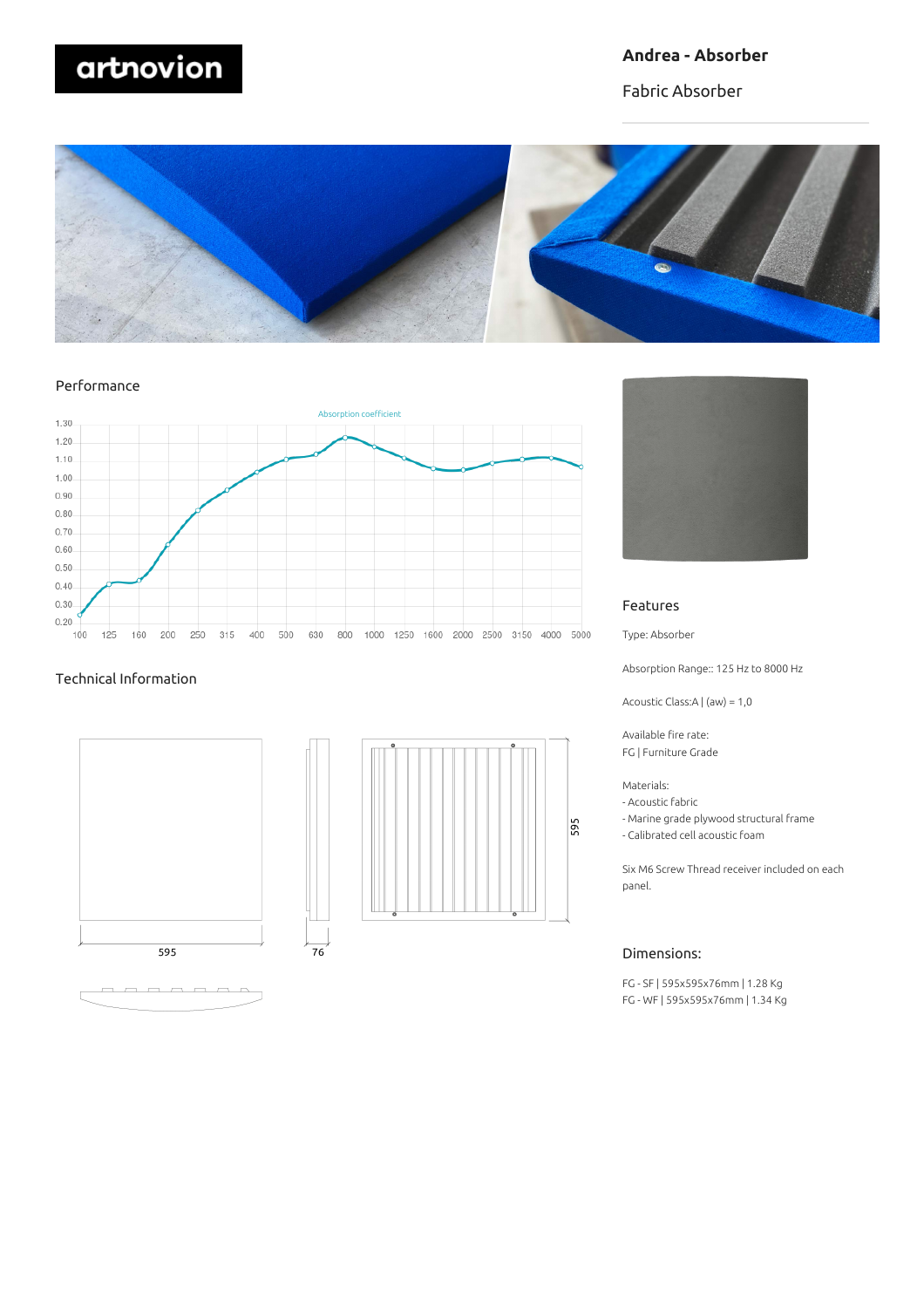# Andrea - Absorber

Fabric Absorber

## Performance

Absorption coefficient

## Technical Information

595

76

595

## Features

Type: Absorber

Absorption Range:: 125 Hz to 8000 Hz

Acoustic Class:A | (aw) = 1,0

Available fire rate:
FG | Furniture Grade

Materials:
- Acoustic fabric
- Marine grade plywood structural frame
- Calibrated cell acoustic foam

Six M6 Screw Thread receiver included on each panel.

## Dimensions:

FG - SF | 595x595x76mm | 1.28 Kg
FG - WF | 595x595x76mm | 1.34 Kg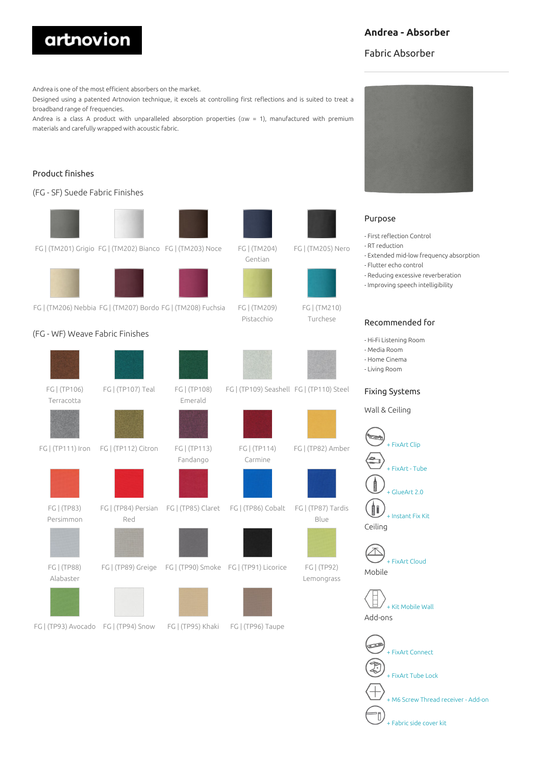**artnovion**

# Andrea - Absorber

## Fabric Absorber

Andrea is one of the most efficient absorbers on the market.
Designed using a patented Artnovion technique, it excels at controlling first reflections and is suited to treat a broadband range of frequencies.
Andrea is a class A product with unparalleled absorption properties (αw = 1), manufactured with premium materials and carefully wrapped with acoustic fabric.

### Product finishes

#### (FG - SF) Suede Fabric Finishes

- FG | (TM201) Grigio
- FG | (TM202) Bianco
- FG | (TM203) Noce
- FG | (TM204) Gentian
- FG | (TM205) Nero
- FG | (TM206) Nebbia
- FG | (TM207) Bordo
- FG | (TM208) Fuchsia
- FG | (TM209) Pistacchio
- FG | (TM210) Turchese

#### (FG - WF) Weave Fabric Finishes

- FG | (TP106) Terracotta
- FG | (TP107) Teal
- FG | (TP108) Emerald
- FG | (TP109) Seashell
- FG | (TP110) Steel
- FG | (TP111) Iron
- FG | (TP112) Citron
- FG | (TP113) Fandango
- FG | (TP114) Carmine
- FG | (TP82) Amber
- FG | (TP83) Persimmon
- FG | (TP84) Persian Red
- FG | (TP85) Claret
- FG | (TP86) Cobalt
- FG | (TP87) Tardis Blue
- FG | (TP88) Alabaster
- FG | (TP89) Greige
- FG | (TP90) Smoke
- FG | (TP91) Licorice
- FG | (TP92) Lemongrass
- FG | (TP93) Avocado
- FG | (TP94) Snow
- FG | (TP95) Khaki
- FG | (TP96) Taupe

### Purpose

- First reflection Control
- RT reduction
- Extended mid-low frequency absorption
- Flutter echo control
- Reducing excessive reverberation
- Improving speech intelligibility

### Recommended for

- Hi-Fi Listening Room
- Media Room
- Home Cinema
- Living Room

### Fixing Systems

#### Wall & Ceiling

+ FixArt Clip
+ FixArt - Tube
+ GlueArt 2.0
+ Instant Fix Kit

#### Ceiling

+ FixArt Cloud

#### Mobile

+ Kit Mobile Wall

#### Add-ons

+ FixArt Connect
+ FixArt Tube Lock
+ M6 Screw Thread receiver - Add-on
+ Fabric side cover kit